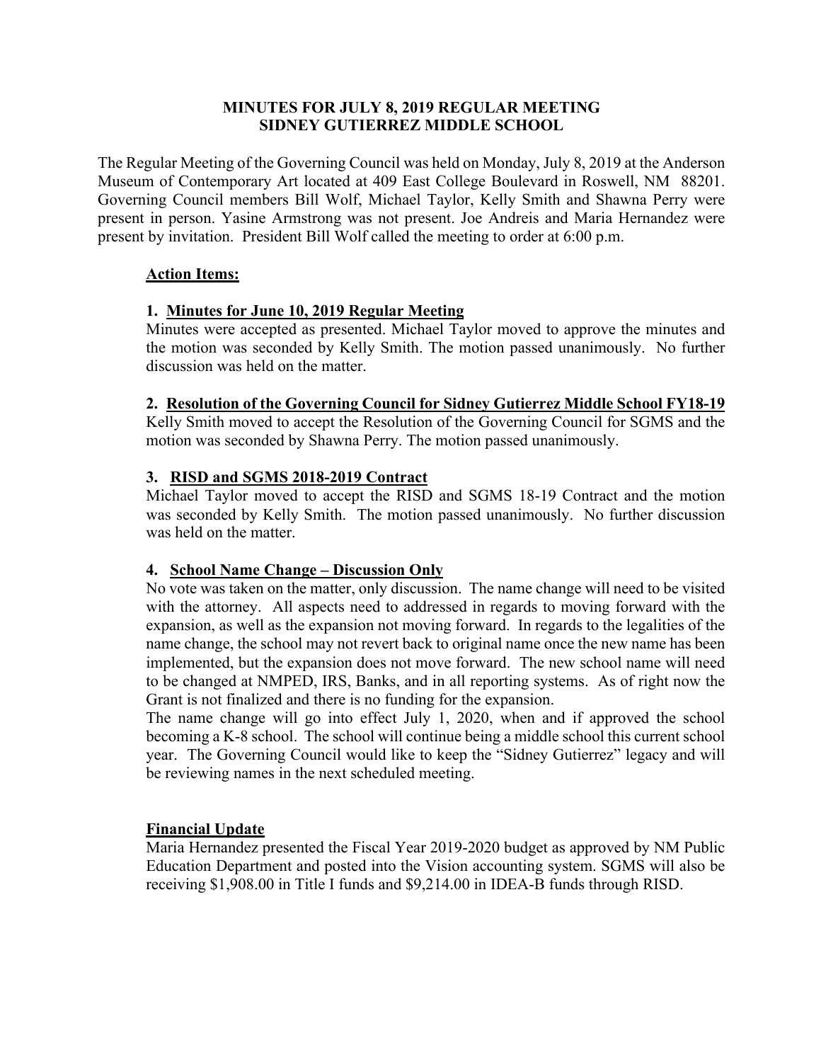# MINUTES FOR JULY 8, 2019 REGULAR MEETING
# SIDNEY GUTIERREZ MIDDLE SCHOOL

The Regular Meeting of the Governing Council was held on Monday, July 8, 2019 at the Anderson Museum of Contemporary Art located at 409 East College Boulevard in Roswell, NM 88201. Governing Council members Bill Wolf, Michael Taylor, Kelly Smith and Shawna Perry were present in person. Yasine Armstrong was not present. Joe Andreis and Maria Hernandez were present by invitation. President Bill Wolf called the meeting to order at 6:00 p.m.

## Action Items:

### 1. Minutes for June 10, 2019 Regular Meeting

Minutes were accepted as presented. Michael Taylor moved to approve the minutes and the motion was seconded by Kelly Smith. The motion passed unanimously. No further discussion was held on the matter.

### 2. Resolution of the Governing Council for Sidney Gutierrez Middle School FY18-19

Kelly Smith moved to accept the Resolution of the Governing Council for SGMS and the motion was seconded by Shawna Perry. The motion passed unanimously.

### 3. RISD and SGMS 2018-2019 Contract

Michael Taylor moved to accept the RISD and SGMS 18-19 Contract and the motion was seconded by Kelly Smith. The motion passed unanimously. No further discussion was held on the matter.

### 4. School Name Change – Discussion Only

No vote was taken on the matter, only discussion. The name change will need to be visited with the attorney. All aspects need to addressed in regards to moving forward with the expansion, as well as the expansion not moving forward. In regards to the legalities of the name change, the school may not revert back to original name once the new name has been implemented, but the expansion does not move forward. The new school name will need to be changed at NMPED, IRS, Banks, and in all reporting systems. As of right now the Grant is not finalized and there is no funding for the expansion.

The name change will go into effect July 1, 2020, when and if approved the school becoming a K-8 school. The school will continue being a middle school this current school year. The Governing Council would like to keep the "Sidney Gutierrez" legacy and will be reviewing names in the next scheduled meeting.

## Financial Update

Maria Hernandez presented the Fiscal Year 2019-2020 budget as approved by NM Public Education Department and posted into the Vision accounting system. SGMS will also be receiving $1,908.00 in Title I funds and $9,214.00 in IDEA-B funds through RISD.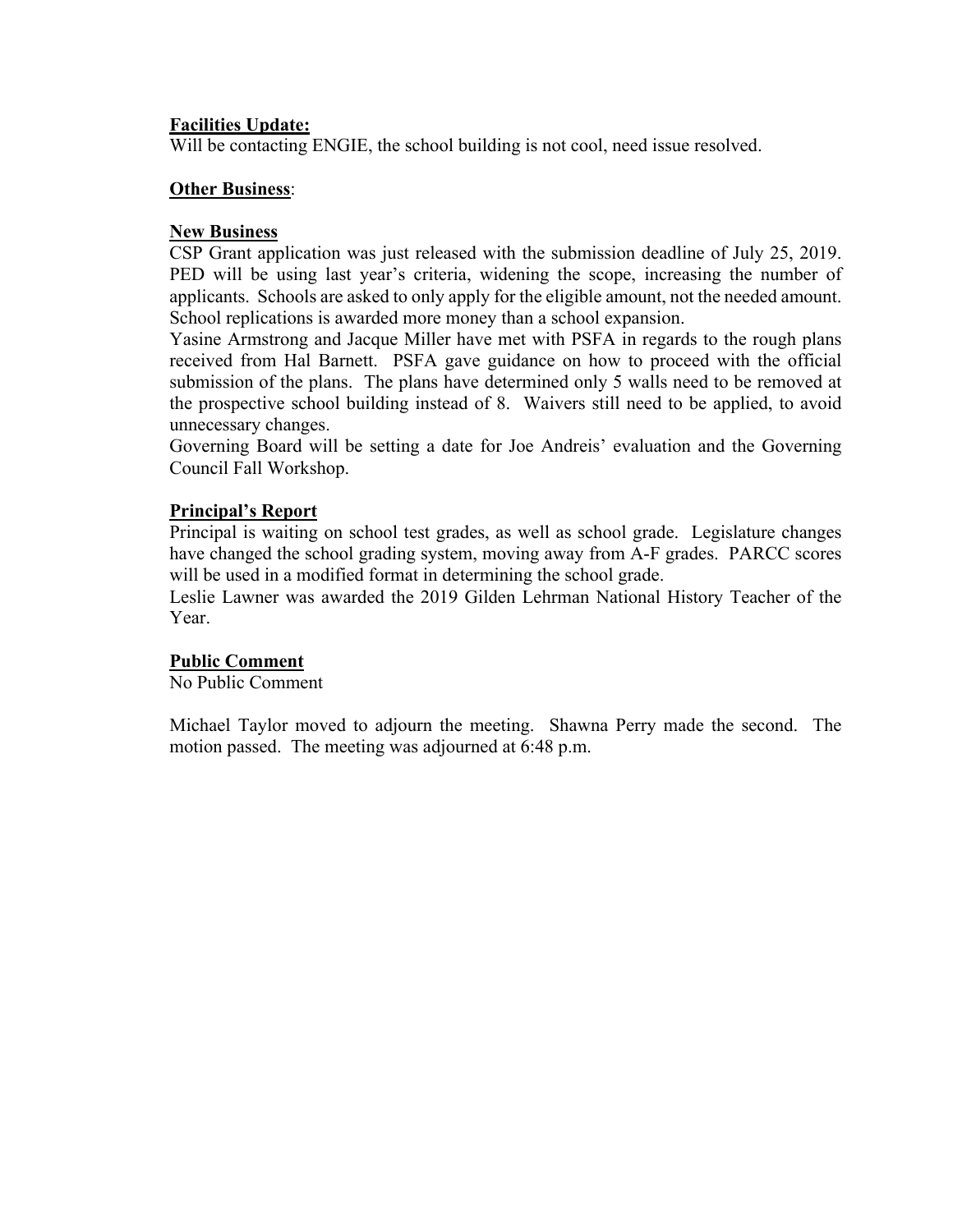**Facilities Update:**

Will be contacting ENGIE, the school building is not cool, need issue resolved.

**Other Business**:

**New Business**

CSP Grant application was just released with the submission deadline of July 25, 2019. PED will be using last year's criteria, widening the scope, increasing the number of applicants. Schools are asked to only apply for the eligible amount, not the needed amount. School replications is awarded more money than a school expansion.

Yasine Armstrong and Jacque Miller have met with PSFA in regards to the rough plans received from Hal Barnett. PSFA gave guidance on how to proceed with the official submission of the plans. The plans have determined only 5 walls need to be removed at the prospective school building instead of 8. Waivers still need to be applied, to avoid unnecessary changes.

Governing Board will be setting a date for Joe Andreis' evaluation and the Governing Council Fall Workshop.

**Principal's Report**

Principal is waiting on school test grades, as well as school grade. Legislature changes have changed the school grading system, moving away from A-F grades. PARCC scores will be used in a modified format in determining the school grade.

Leslie Lawner was awarded the 2019 Gilden Lehrman National History Teacher of the Year.

**Public Comment**

No Public Comment

Michael Taylor moved to adjourn the meeting. Shawna Perry made the second. The motion passed. The meeting was adjourned at 6:48 p.m.